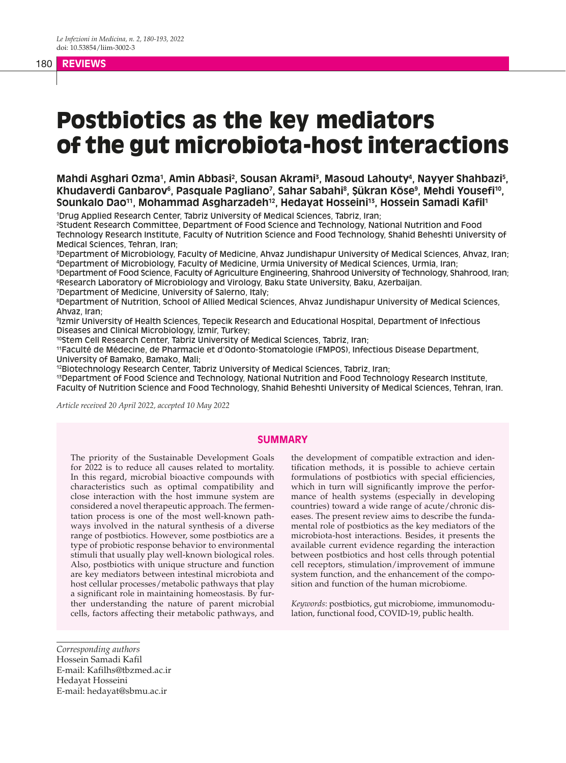REVIEWS

# Postbiotics as the key mediators of the gut microbiota-host interactions

**Mahdi Asghari Ozma[1], Amin Abbasi[2], Sousan Akrami[3], Masoud Lahouty[4], Nayyer Shahbazi[5], Khudaverdi Ganbarov[6], Pasquale Pagliano[7], Sahar Sabahi[8], Şükran Köse[9], Mehdi Yousefi[10], Sounkalo Dao[11], Mohammad Asgharzadeh[12], Hedayat Hosseini[13], Hossein Samadi Kafil[1]**

[1]Drug Applied Research Center, Tabriz University of Medical Sciences, Tabriz, Iran;
[2]Student Research Committee, Department of Food Science and Technology, National Nutrition and Food Technology Research Institute, Faculty of Nutrition Science and Food Technology, Shahid Beheshti University of Medical Sciences, Tehran, Iran;
[3]Department of Microbiology, Faculty of Medicine, Ahvaz Jundishapur University of Medical Sciences, Ahvaz, Iran;
[4]Department of Microbiology, Faculty of Medicine, Urmia University of Medical Sciences, Urmia, Iran;
[5]Department of Food Science, Faculty of Agriculture Engineering, Shahrood University of Technology, Shahrood, Iran;
[6]Research Laboratory of Microbiology and Virology, Baku State University, Baku, Azerbaijan.
[7]Department of Medicine, University of Salerno, Italy;
[8]Department of Nutrition, School of Allied Medical Sciences, Ahvaz Jundishapur University of Medical Sciences, Ahvaz, Iran;
[9]Izmir University of Health Sciences, Tepecik Research and Educational Hospital, Department of Infectious Diseases and Clinical Microbiology, İzmir, Turkey;
[10]Stem Cell Research Center, Tabriz University of Medical Sciences, Tabriz, Iran;
[11]Faculté de Médecine, de Pharmacie et d'Odonto-Stomatologie (FMPOS), Infectious Disease Department, University of Bamako, Bamako, Mali;
[12]Biotechnology Research Center, Tabriz University of Medical Sciences, Tabriz, Iran;
[13]Department of Food Science and Technology, National Nutrition and Food Technology Research Institute, Faculty of Nutrition Science and Food Technology, Shahid Beheshti University of Medical Sciences, Tehran, Iran.

*Article received 20 April 2022, accepted 10 May 2022*

## SUMMARY

The priority of the Sustainable Development Goals for 2022 is to reduce all causes related to mortality. In this regard, microbial bioactive compounds with characteristics such as optimal compatibility and close interaction with the host immune system are considered a novel therapeutic approach. The fermentation process is one of the most well-known pathways involved in the natural synthesis of a diverse range of postbiotics. However, some postbiotics are a type of probiotic response behavior to environmental stimuli that usually play well-known biological roles. Also, postbiotics with unique structure and function are key mediators between intestinal microbiota and host cellular processes/metabolic pathways that play a significant role in maintaining homeostasis. By further understanding the nature of parent microbial cells, factors affecting their metabolic pathways, and the development of compatible extraction and identification methods, it is possible to achieve certain formulations of postbiotics with special efficiencies, which in turn will significantly improve the performance of health systems (especially in developing countries) toward a wide range of acute/chronic diseases. The present review aims to describe the fundamental role of postbiotics as the key mediators of the microbiota-host interactions. Besides, it presents the available current evidence regarding the interaction between postbiotics and host cells through potential cell receptors, stimulation/improvement of immune system function, and the enhancement of the composition and function of the human microbiome.

*Keywords*: postbiotics, gut microbiome, immunomodulation, functional food, COVID-19, public health.

*Corresponding authors*
Hossein Samadi Kafil
E-mail: Kafilhs@tbzmed.ac.ir
Hedayat Hosseini
E-mail: hedayat@sbmu.ac.ir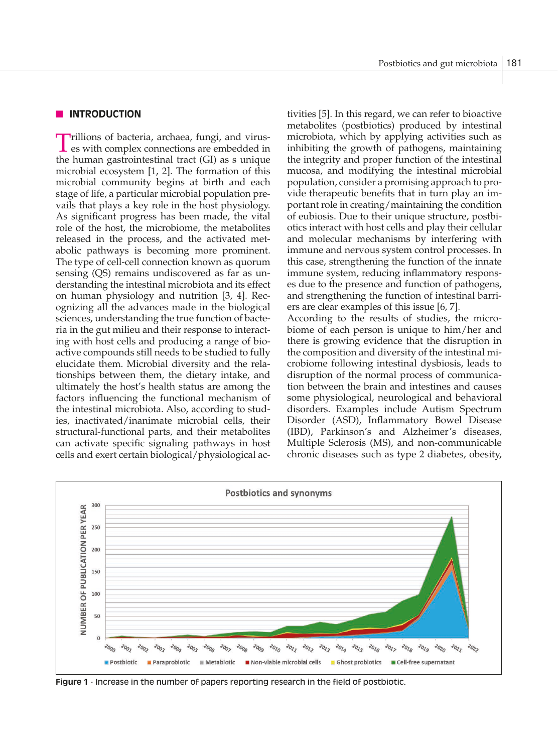## INTRODUCTION

Trillions of bacteria, archaea, fungi, and viruses with complex connections are embedded in the human gastrointestinal tract (GI) as s unique microbial ecosystem [1, 2]. The formation of this microbial community begins at birth and each stage of life, a particular microbial population prevails that plays a key role in the host physiology. As significant progress has been made, the vital role of the host, the microbiome, the metabolites released in the process, and the activated metabolic pathways is becoming more prominent. The type of cell-cell connection known as quorum sensing (QS) remains undiscovered as far as understanding the intestinal microbiota and its effect on human physiology and nutrition [3, 4]. Recognizing all the advances made in the biological sciences, understanding the true function of bacteria in the gut milieu and their response to interacting with host cells and producing a range of bioactive compounds still needs to be studied to fully elucidate them. Microbial diversity and the relationships between them, the dietary intake, and ultimately the host's health status are among the factors influencing the functional mechanism of the intestinal microbiota. Also, according to studies, inactivated/inanimate microbial cells, their structural-functional parts, and their metabolites can activate specific signaling pathways in host cells and exert certain biological/physiological activities [5]. In this regard, we can refer to bioactive metabolites (postbiotics) produced by intestinal microbiota, which by applying activities such as inhibiting the growth of pathogens, maintaining the integrity and proper function of the intestinal mucosa, and modifying the intestinal microbial population, consider a promising approach to provide therapeutic benefits that in turn play an important role in creating/maintaining the condition of eubiosis. Due to their unique structure, postbiotics interact with host cells and play their cellular and molecular mechanisms by interfering with immune and nervous system control processes. In this case, strengthening the function of the innate immune system, reducing inflammatory responses due to the presence and function of pathogens, and strengthening the function of intestinal barriers are clear examples of this issue [6, 7].

According to the results of studies, the microbiome of each person is unique to him/her and there is growing evidence that the disruption in the composition and diversity of the intestinal microbiome following intestinal dysbiosis, leads to disruption of the normal process of communication between the brain and intestines and causes some physiological, neurological and behavioral disorders. Examples include Autism Spectrum Disorder (ASD), Inflammatory Bowel Disease (IBD), Parkinson's and Alzheimer's diseases, Multiple Sclerosis (MS), and non-communicable chronic diseases such as type 2 diabetes, obesity,

**Figure 1** - Increase in the number of papers reporting research in the field of postbiotic.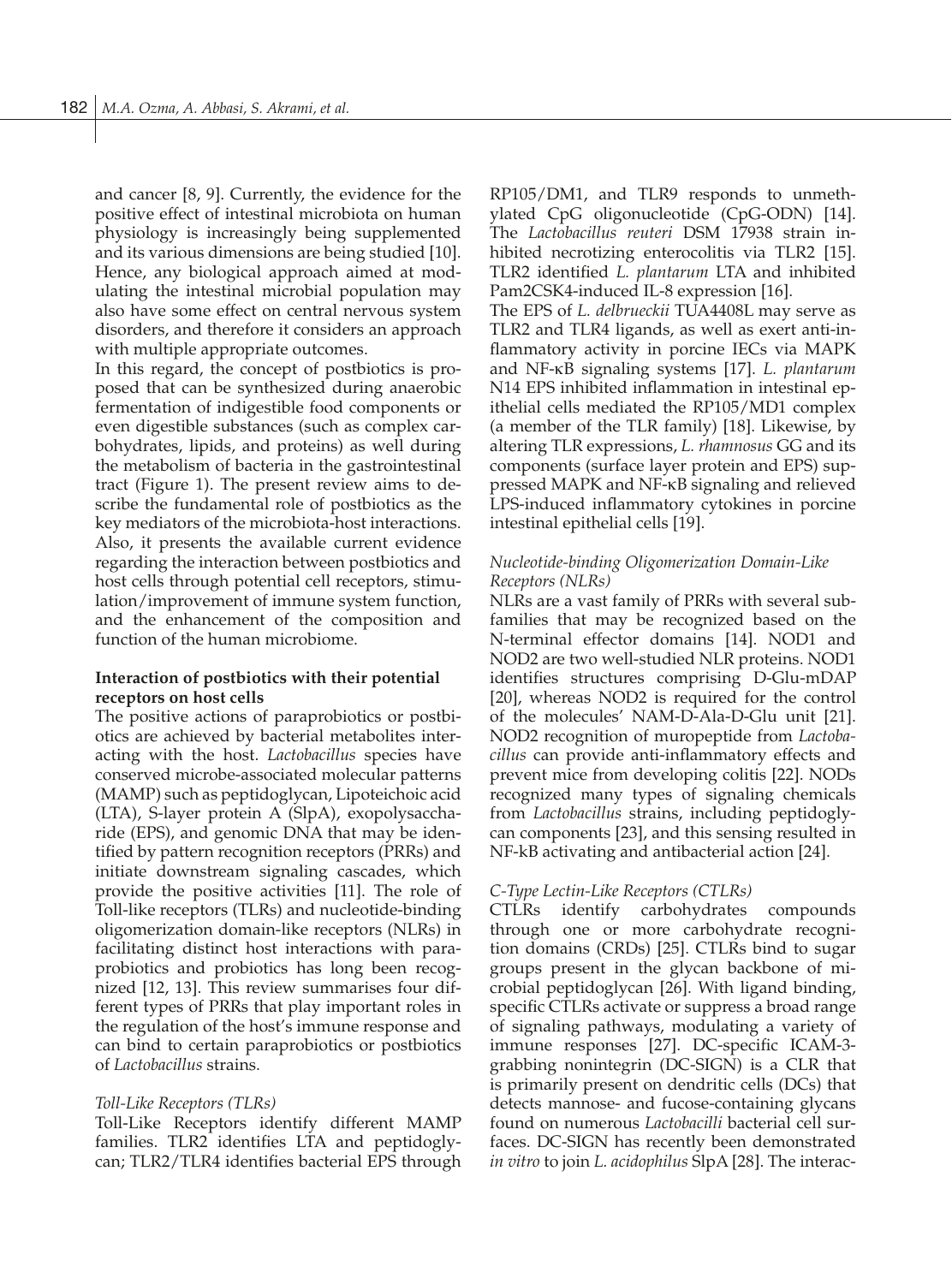and cancer [8, 9]. Currently, the evidence for the positive effect of intestinal microbiota on human physiology is increasingly being supplemented and its various dimensions are being studied [10]. Hence, any biological approach aimed at modulating the intestinal microbial population may also have some effect on central nervous system disorders, and therefore it considers an approach with multiple appropriate outcomes.

In this regard, the concept of postbiotics is proposed that can be synthesized during anaerobic fermentation of indigestible food components or even digestible substances (such as complex carbohydrates, lipids, and proteins) as well during the metabolism of bacteria in the gastrointestinal tract (Figure 1). The present review aims to describe the fundamental role of postbiotics as the key mediators of the microbiota-host interactions. Also, it presents the available current evidence regarding the interaction between postbiotics and host cells through potential cell receptors, stimulation/improvement of immune system function, and the enhancement of the composition and function of the human microbiome.

**Interaction of postbiotics with their potential receptors on host cells**

The positive actions of paraprobiotics or postbiotics are achieved by bacterial metabolites interacting with the host. *Lactobacillus* species have conserved microbe-associated molecular patterns (MAMP) such as peptidoglycan, Lipoteichoic acid (LTA), S-layer protein A (SlpA), exopolysaccharide (EPS), and genomic DNA that may be identified by pattern recognition receptors (PRRs) and initiate downstream signaling cascades, which provide the positive activities [11]. The role of Toll-like receptors (TLRs) and nucleotide-binding oligomerization domain-like receptors (NLRs) in facilitating distinct host interactions with paraprobiotics and probiotics has long been recognized [12, 13]. This review summarises four different types of PRRs that play important roles in the regulation of the host's immune response and can bind to certain paraprobiotics or postbiotics of *Lactobacillus* strains.

*Toll-Like Receptors (TLRs)*

Toll-Like Receptors identify different MAMP families. TLR2 identifies LTA and peptidoglycan; TLR2/TLR4 identifies bacterial EPS through RP105/DM1, and TLR9 responds to unmethylated CpG oligonucleotide (CpG-ODN) [14]. The *Lactobacillus reuteri* DSM 17938 strain inhibited necrotizing enterocolitis via TLR2 [15]. TLR2 identified *L. plantarum* LTA and inhibited Pam2CSK4-induced IL-8 expression [16].

The EPS of *L. delbrueckii* TUA4408L may serve as TLR2 and TLR4 ligands, as well as exert anti-inflammatory activity in porcine IECs via MAPK and NF-κB signaling systems [17]. *L. plantarum* N14 EPS inhibited inflammation in intestinal epithelial cells mediated the RP105/MD1 complex (a member of the TLR family) [18]. Likewise, by altering TLR expressions, *L. rhamnosus* GG and its components (surface layer protein and EPS) suppressed MAPK and NF-κB signaling and relieved LPS-induced inflammatory cytokines in porcine intestinal epithelial cells [19].

*Nucleotide-binding Oligomerization Domain-Like Receptors (NLRs)*

NLRs are a vast family of PRRs with several subfamilies that may be recognized based on the N-terminal effector domains [14]. NOD1 and NOD2 are two well-studied NLR proteins. NOD1 identifies structures comprising D-Glu-mDAP [20], whereas NOD2 is required for the control of the molecules' NAM-D-Ala-D-Glu unit [21]. NOD2 recognition of muropeptide from *Lactobacillus* can provide anti-inflammatory effects and prevent mice from developing colitis [22]. NODs recognized many types of signaling chemicals from *Lactobacillus* strains, including peptidoglycan components [23], and this sensing resulted in NF-kB activating and antibacterial action [24].

*C-Type Lectin-Like Receptors (CTLRs)*

CTLRs identify carbohydrates compounds through one or more carbohydrate recognition domains (CRDs) [25]. CTLRs bind to sugar groups present in the glycan backbone of microbial peptidoglycan [26]. With ligand binding, specific CTLRs activate or suppress a broad range of signaling pathways, modulating a variety of immune responses [27]. DC-specific ICAM-3-grabbing nonintegrin (DC-SIGN) is a CLR that is primarily present on dendritic cells (DCs) that detects mannose- and fucose-containing glycans found on numerous *Lactobacilli* bacterial cell surfaces. DC-SIGN has recently been demonstrated *in vitro* to join *L. acidophilus* SlpA [28]. The interac-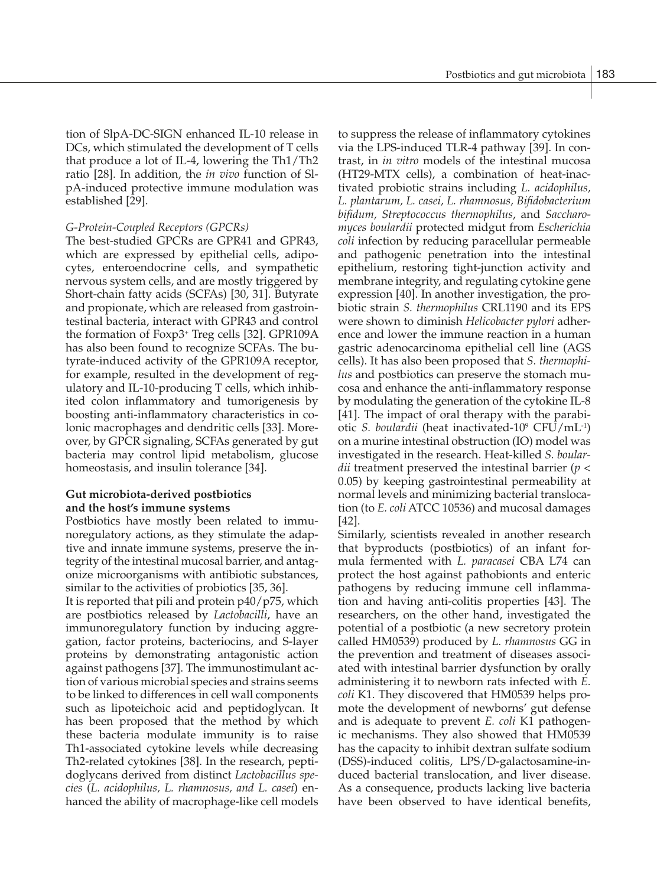tion of SlpA-DC-SIGN enhanced IL-10 release in DCs, which stimulated the development of T cells that produce a lot of IL-4, lowering the Th1/Th2 ratio [28]. In addition, the *in vivo* function of SlpA-induced protective immune modulation was established [29].

*G-Protein-Coupled Receptors (GPCRs)*

The best-studied GPCRs are GPR41 and GPR43, which are expressed by epithelial cells, adipocytes, enteroendocrine cells, and sympathetic nervous system cells, and are mostly triggered by Short-chain fatty acids (SCFAs) [30, 31]. Butyrate and propionate, which are released from gastrointestinal bacteria, interact with GPR43 and control the formation of Foxp3+ Treg cells [32]. GPR109A has also been found to recognize SCFAs. The butyrate-induced activity of the GPR109A receptor, for example, resulted in the development of regulatory and IL-10-producing T cells, which inhibited colon inflammatory and tumorigenesis by boosting anti-inflammatory characteristics in colonic macrophages and dendritic cells [33]. Moreover, by GPCR signaling, SCFAs generated by gut bacteria may control lipid metabolism, glucose homeostasis, and insulin tolerance [34].

## Gut microbiota-derived postbiotics and the host's immune systems

Postbiotics have mostly been related to immunoregulatory actions, as they stimulate the adaptive and innate immune systems, preserve the integrity of the intestinal mucosal barrier, and antagonize microorganisms with antibiotic substances, similar to the activities of probiotics [35, 36].

It is reported that pili and protein p40/p75, which are postbiotics released by *Lactobacilli*, have an immunoregulatory function by inducing aggregation, factor proteins, bacteriocins, and S-layer proteins by demonstrating antagonistic action against pathogens [37]. The immunostimulant action of various microbial species and strains seems to be linked to differences in cell wall components such as lipoteichoic acid and peptidoglycan. It has been proposed that the method by which these bacteria modulate immunity is to raise Th1-associated cytokine levels while decreasing Th2-related cytokines [38]. In the research, peptidoglycans derived from distinct *Lactobacillus species* (*L. acidophilus, L. rhamnosus, and L. casei*) enhanced the ability of macrophage-like cell models to suppress the release of inflammatory cytokines via the LPS-induced TLR-4 pathway [39]. In contrast, in *in vitro* models of the intestinal mucosa (HT29-MTX cells), a combination of heat-inactivated probiotic strains including *L. acidophilus, L. plantarum, L. casei, L. rhamnosus, Bifidobacterium bifidum, Streptococcus thermophilus*, and *Saccharomyces boulardii* protected midgut from *Escherichia coli* infection by reducing paracellular permeable and pathogenic penetration into the intestinal epithelium, restoring tight-junction activity and membrane integrity, and regulating cytokine gene expression [40]. In another investigation, the probiotic strain *S. thermophilus* CRL1190 and its EPS were shown to diminish *Helicobacter pylori* adherence and lower the immune reaction in a human gastric adenocarcinoma epithelial cell line (AGS cells). It has also been proposed that *S. thermophilus* and postbiotics can preserve the stomach mucosa and enhance the anti-inflammatory response by modulating the generation of the cytokine IL-8 [41]. The impact of oral therapy with the parabiotic *S. boulardii* (heat inactivated-$10^9$ CFU/mL$^{-1}$) on a murine intestinal obstruction (IO) model was investigated in the research. Heat-killed *S. boulardii* treatment preserved the intestinal barrier ($p < 0.05$) by keeping gastrointestinal permeability at normal levels and minimizing bacterial translocation (to *E. coli* ATCC 10536) and mucosal damages [42].

Similarly, scientists revealed in another research that byproducts (postbiotics) of an infant formula fermented with *L. paracasei* CBA L74 can protect the host against pathobionts and enteric pathogens by reducing immune cell inflammation and having anti-colitis properties [43]. The researchers, on the other hand, investigated the potential of a postbiotic (a new secretory protein called HM0539) produced by *L. rhamnosus* GG in the prevention and treatment of diseases associated with intestinal barrier dysfunction by orally administering it to newborn rats infected with *E. coli* K1. They discovered that HM0539 helps promote the development of newborns' gut defense and is adequate to prevent *E. coli* K1 pathogenic mechanisms. They also showed that HM0539 has the capacity to inhibit dextran sulfate sodium (DSS)-induced colitis, LPS/D-galactosamine-induced bacterial translocation, and liver disease. As a consequence, products lacking live bacteria have been observed to have identical benefits,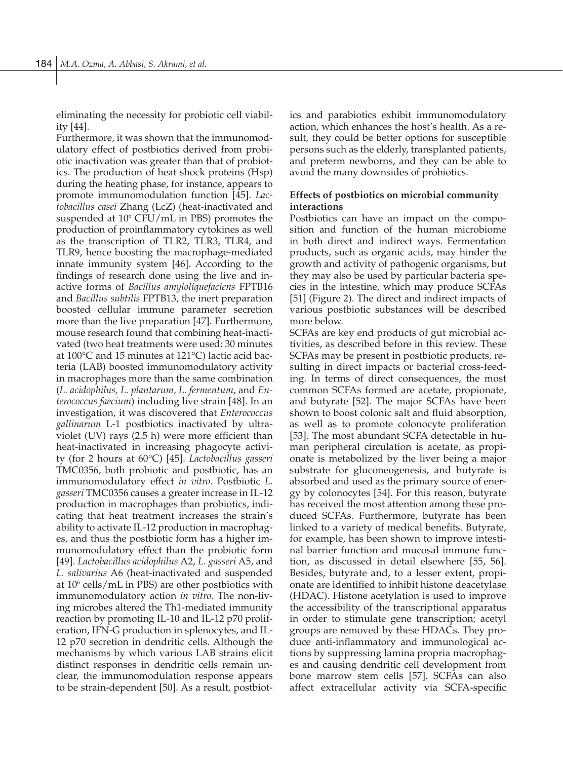eliminating the necessity for probiotic cell viability [44].

Furthermore, it was shown that the immunomodulatory effect of postbiotics derived from probiotic inactivation was greater than that of probiotics. The production of heat shock proteins (Hsp) during the heating phase, for instance, appears to promote immunomodulation function [45]. *Lactobacillus casei* Zhang (LcZ) (heat-inactivated and suspended at $10^6$ CFU/mL in PBS) promotes the production of proinflammatory cytokines as well as the transcription of TLR2, TLR3, TLR4, and TLR9, hence boosting the macrophage-mediated innate immunity system [46]. According to the findings of research done using the live and inactive forms of *Bacillus amyloliquefaciens* FPTB16 and *Bacillus subtilis* FPTB13, the inert preparation boosted cellular immune parameter secretion more than the live preparation [47]. Furthermore, mouse research found that combining heat-inactivated (two heat treatments were used: 30 minutes at 100°C and 15 minutes at 121°C) lactic acid bacteria (LAB) boosted immunomodulatory activity in macrophages more than the same combination (*L. acidophilus, L. plantarum, L. fermentum*, and *Enterococcus faecium*) including live strain [48]. In an investigation, it was discovered that *Enterococcus gallinarum* L-1 postbiotics inactivated by ultraviolet (UV) rays (2.5 h) were more efficient than heat-inactivated in increasing phagocyte activity (for 2 hours at 60°C) [45]. *Lactobacillus gasseri* TMC0356, both probiotic and postbiotic, has an immunomodulatory effect *in vitro*. Postbiotic *L. gasseri* TMC0356 causes a greater increase in IL-12 production in macrophages than probiotics, indicating that heat treatment increases the strain's ability to activate IL-12 production in macrophages, and thus the postbiotic form has a higher immunomodulatory effect than the probiotic form [49]. *Lactobacillus acidophilus* A2, *L. gasseri* A5, and *L. salivarius* A6 (heat-inactivated and suspended at $10^6$ cells/mL in PBS) are other postbiotics with immunomodulatory action *in vitro*. The non-living microbes altered the Th1-mediated immunity reaction by promoting IL-10 and IL-12 p70 proliferation, IFN-G production in splenocytes, and IL-12 p70 secretion in dendritic cells. Although the mechanisms by which various LAB strains elicit distinct responses in dendritic cells remain unclear, the immunomodulation response appears to be strain-dependent [50]. As a result, postbiotics and parabiotics exhibit immunomodulatory action, which enhances the host's health. As a result, they could be better options for susceptible persons such as the elderly, transplanted patients, and preterm newborns, and they can be able to avoid the many downsides of probiotics.

**Effects of postbiotics on microbial community interactions**

Postbiotics can have an impact on the composition and function of the human microbiome in both direct and indirect ways. Fermentation products, such as organic acids, may hinder the growth and activity of pathogenic organisms, but they may also be used by particular bacteria species in the intestine, which may produce SCFAs [51] (Figure 2). The direct and indirect impacts of various postbiotic substances will be described more below.

SCFAs are key end products of gut microbial activities, as described before in this review. These SCFAs may be present in postbiotic products, resulting in direct impacts or bacterial cross-feeding. In terms of direct consequences, the most common SCFAs formed are acetate, propionate, and butyrate [52]. The major SCFAs have been shown to boost colonic salt and fluid absorption, as well as to promote colonocyte proliferation [53]. The most abundant SCFA detectable in human peripheral circulation is acetate, as propionate is metabolized by the liver being a major substrate for gluconeogenesis, and butyrate is absorbed and used as the primary source of energy by colonocytes [54]. For this reason, butyrate has received the most attention among these produced SCFAs. Furthermore, butyrate has been linked to a variety of medical benefits. Butyrate, for example, has been shown to improve intestinal barrier function and mucosal immune function, as discussed in detail elsewhere [55, 56]. Besides, butyrate and, to a lesser extent, propionate are identified to inhibit histone deacetylase (HDAC). Histone acetylation is used to improve the accessibility of the transcriptional apparatus in order to stimulate gene transcription; acetyl groups are removed by these HDACs. They produce anti-inflammatory and immunological actions by suppressing lamina propria macrophages and causing dendritic cell development from bone marrow stem cells [57]. SCFAs can also affect extracellular activity via SCFA-specific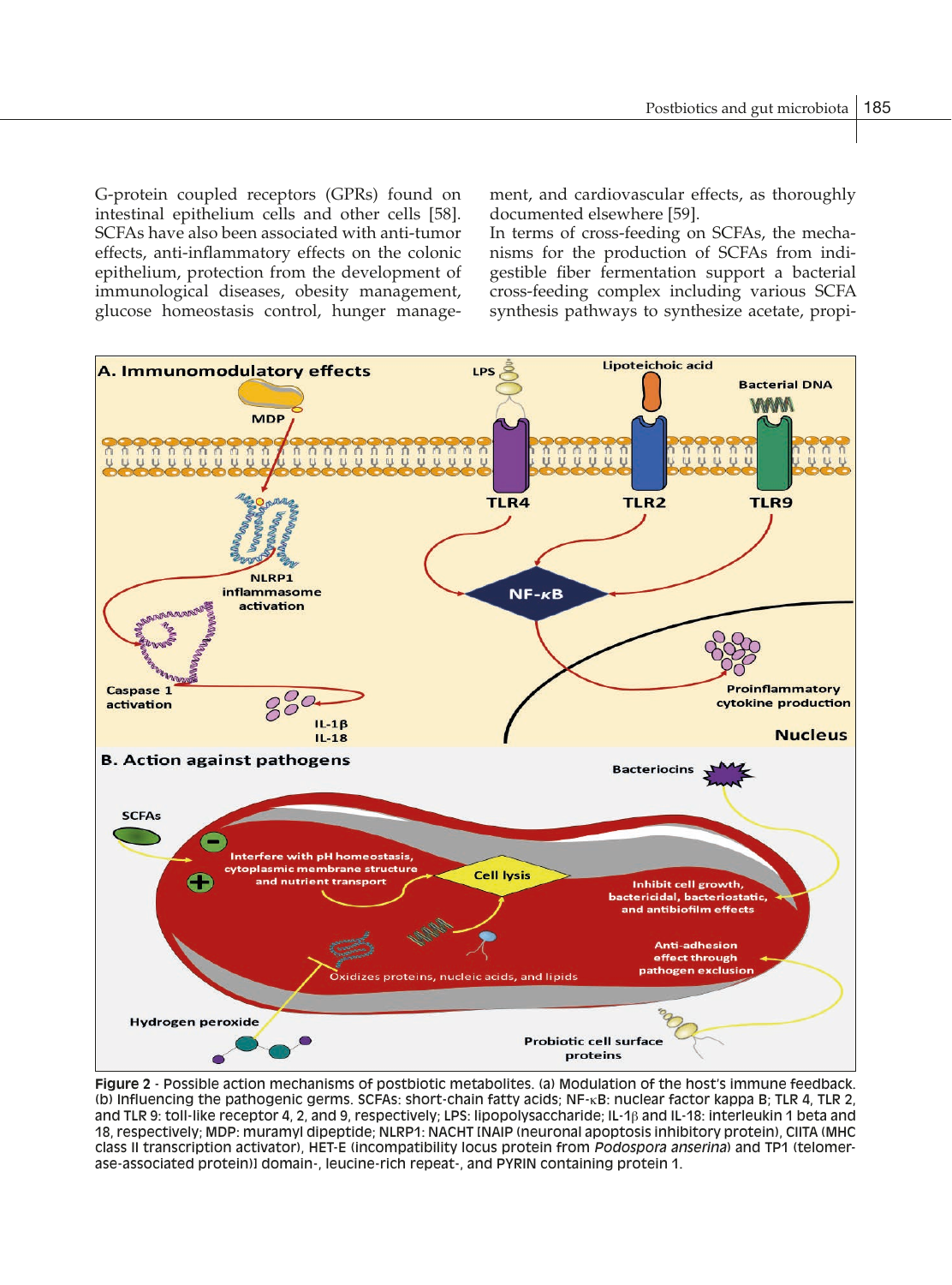G-protein coupled receptors (GPRs) found on intestinal epithelium cells and other cells [58]. SCFAs have also been associated with anti-tumor effects, anti-inflammatory effects on the colonic epithelium, protection from the development of immunological diseases, obesity management, glucose homeostasis control, hunger management, and cardiovascular effects, as thoroughly documented elsewhere [59].

In terms of cross-feeding on SCFAs, the mechanisms for the production of SCFAs from indigestible fiber fermentation support a bacterial cross-feeding complex including various SCFA synthesis pathways to synthesize acetate, propi-

**Figure 2** - Possible action mechanisms of postbiotic metabolites. (a) Modulation of the host's immune feedback. (b) Influencing the pathogenic germs. SCFAs: short-chain fatty acids; NF-κB: nuclear factor kappa B; TLR 4, TLR 2, and TLR 9: toll-like receptor 4, 2, and 9, respectively; LPS: lipopolysaccharide; IL-1β and IL-18: interleukin 1 beta and 18, respectively; MDP: muramyl dipeptide; NLRP1: NACHT [NAIP (neuronal apoptosis inhibitory protein), CIITA (MHC class II transcription activator), HET-E (incompatibility locus protein from *Podospora anserina*) and TP1 (telomerase-associated protein)] domain-, leucine-rich repeat-, and PYRIN containing protein 1.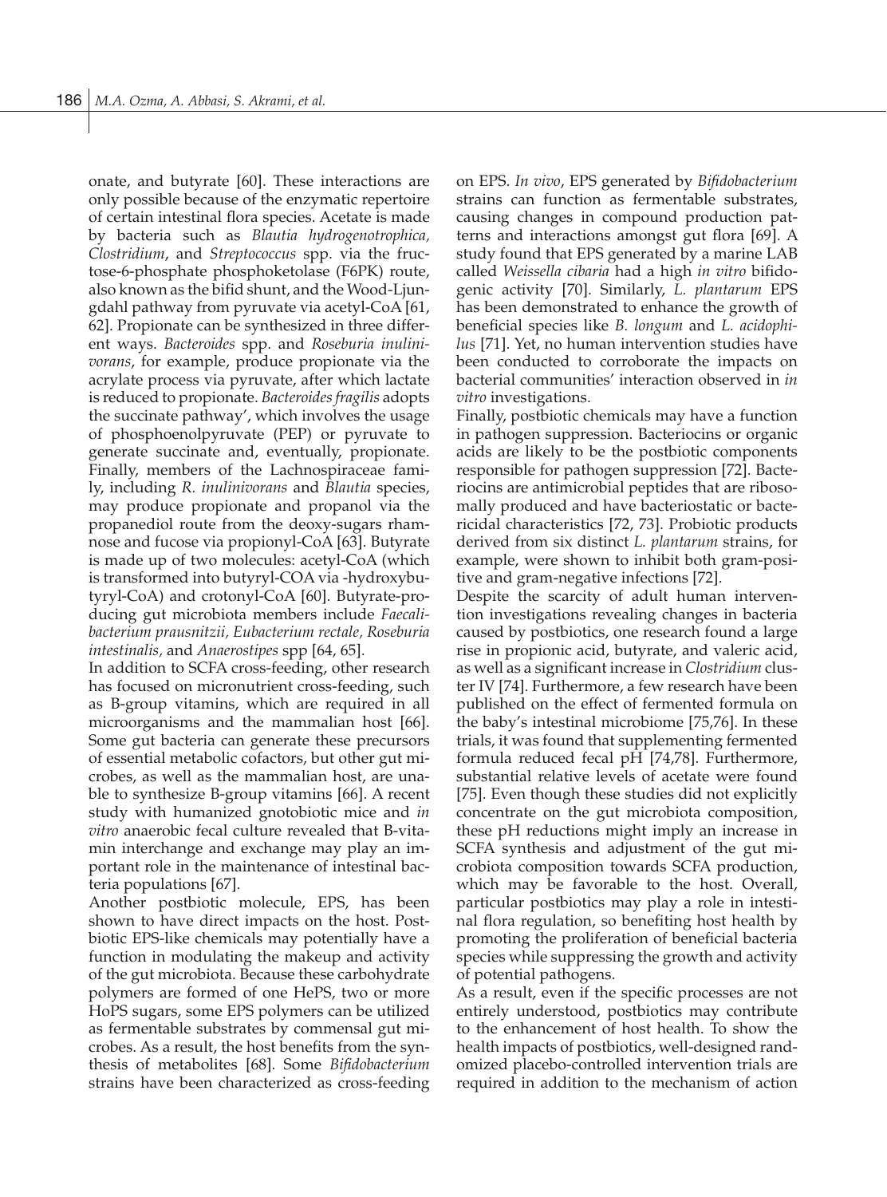onate, and butyrate [60]. These interactions are only possible because of the enzymatic repertoire of certain intestinal flora species. Acetate is made by bacteria such as *Blautia hydrogenotrophica, Clostridium*, and *Streptococcus* spp. via the fructose-6-phosphate phosphoketolase (F6PK) route, also known as the bifid shunt, and the Wood-Ljungdahl pathway from pyruvate via acetyl-CoA [61, 62]. Propionate can be synthesized in three different ways. *Bacteroides* spp. and *Roseburia inulinivorans*, for example, produce propionate via the acrylate process via pyruvate, after which lactate is reduced to propionate. *Bacteroides fragilis* adopts the succinate pathway', which involves the usage of phosphoenolpyruvate (PEP) or pyruvate to generate succinate and, eventually, propionate. Finally, members of the Lachnospiraceae family, including *R. inulinivorans* and *Blautia* species, may produce propionate and propanol via the propanediol route from the deoxy-sugars rhamnose and fucose via propionyl-CoA [63]. Butyrate is made up of two molecules: acetyl-CoA (which is transformed into butyryl-COA via -hydroxybutyryl-CoA) and crotonyl-CoA [60]. Butyrate-producing gut microbiota members include *Faecalibacterium prausnitzii, Eubacterium rectale, Roseburia intestinalis,* and *Anaerostipes* spp [64, 65].

In addition to SCFA cross-feeding, other research has focused on micronutrient cross-feeding, such as B-group vitamins, which are required in all microorganisms and the mammalian host [66]. Some gut bacteria can generate these precursors of essential metabolic cofactors, but other gut microbes, as well as the mammalian host, are unable to synthesize B-group vitamins [66]. A recent study with humanized gnotobiotic mice and *in vitro* anaerobic fecal culture revealed that B-vitamin interchange and exchange may play an important role in the maintenance of intestinal bacteria populations [67].

Another postbiotic molecule, EPS, has been shown to have direct impacts on the host. Postbiotic EPS-like chemicals may potentially have a function in modulating the makeup and activity of the gut microbiota. Because these carbohydrate polymers are formed of one HePS, two or more HoPS sugars, some EPS polymers can be utilized as fermentable substrates by commensal gut microbes. As a result, the host benefits from the synthesis of metabolites [68]. Some *Bifidobacterium* strains have been characterized as cross-feeding on EPS. *In vivo*, EPS generated by *Bifidobacterium* strains can function as fermentable substrates, causing changes in compound production patterns and interactions amongst gut flora [69]. A study found that EPS generated by a marine LAB called *Weissella cibaria* had a high *in vitro* bifidogenic activity [70]. Similarly, *L. plantarum* EPS has been demonstrated to enhance the growth of beneficial species like *B. longum* and *L. acidophilus* [71]. Yet, no human intervention studies have been conducted to corroborate the impacts on bacterial communities' interaction observed in *in vitro* investigations.

Finally, postbiotic chemicals may have a function in pathogen suppression. Bacteriocins or organic acids are likely to be the postbiotic components responsible for pathogen suppression [72]. Bacteriocins are antimicrobial peptides that are ribosomally produced and have bacteriostatic or bactericidal characteristics [72, 73]. Probiotic products derived from six distinct *L. plantarum* strains, for example, were shown to inhibit both gram-positive and gram-negative infections [72].

Despite the scarcity of adult human intervention investigations revealing changes in bacteria caused by postbiotics, one research found a large rise in propionic acid, butyrate, and valeric acid, as well as a significant increase in *Clostridium* cluster IV [74]. Furthermore, a few research have been published on the effect of fermented formula on the baby's intestinal microbiome [75,76]. In these trials, it was found that supplementing fermented formula reduced fecal pH [74,78]. Furthermore, substantial relative levels of acetate were found [75]. Even though these studies did not explicitly concentrate on the gut microbiota composition, these pH reductions might imply an increase in SCFA synthesis and adjustment of the gut microbiota composition towards SCFA production, which may be favorable to the host. Overall, particular postbiotics may play a role in intestinal flora regulation, so benefiting host health by promoting the proliferation of beneficial bacteria species while suppressing the growth and activity of potential pathogens.

As a result, even if the specific processes are not entirely understood, postbiotics may contribute to the enhancement of host health. To show the health impacts of postbiotics, well-designed randomized placebo-controlled intervention trials are required in addition to the mechanism of action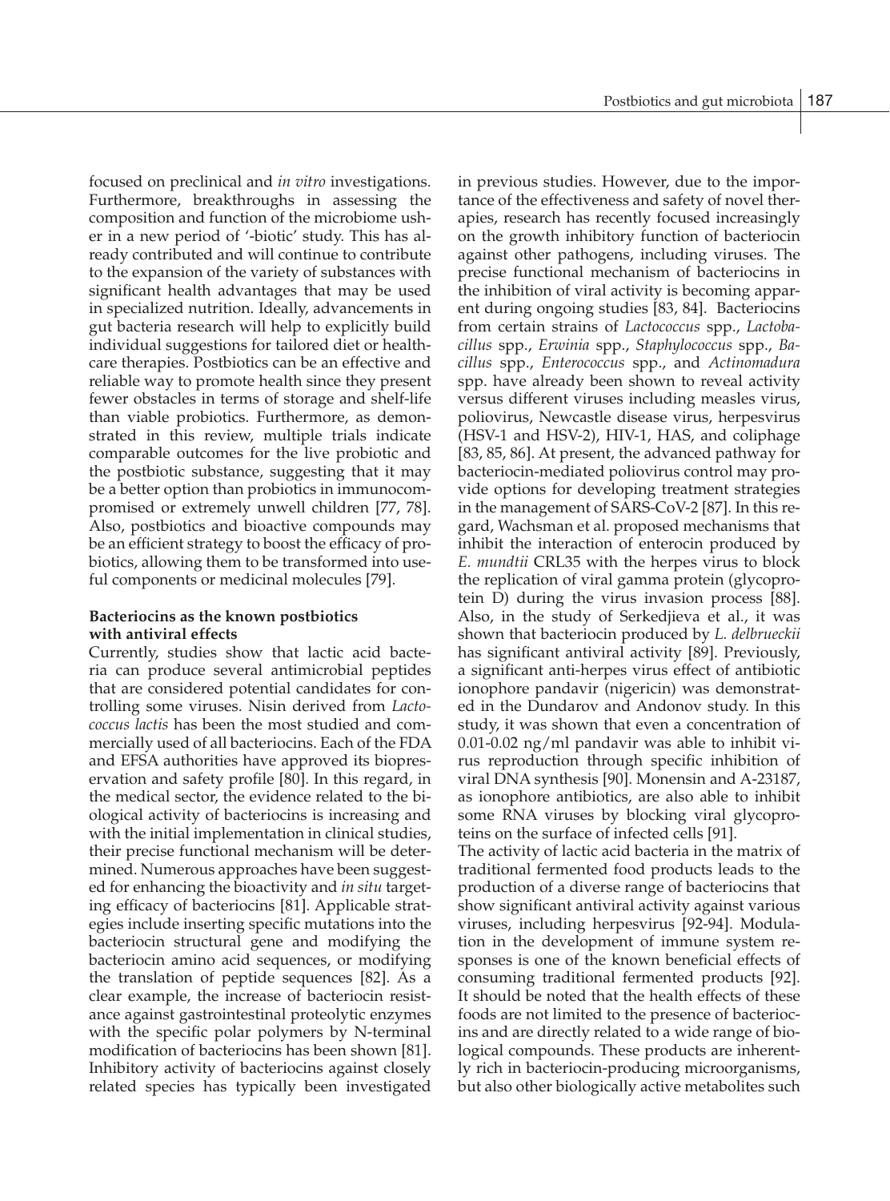focused on preclinical and *in vitro* investigations. Furthermore, breakthroughs in assessing the composition and function of the microbiome usher in a new period of '-biotic' study. This has already contributed and will continue to contribute to the expansion of the variety of substances with significant health advantages that may be used in specialized nutrition. Ideally, advancements in gut bacteria research will help to explicitly build individual suggestions for tailored diet or healthcare therapies. Postbiotics can be an effective and reliable way to promote health since they present fewer obstacles in terms of storage and shelf-life than viable probiotics. Furthermore, as demonstrated in this review, multiple trials indicate comparable outcomes for the live probiotic and the postbiotic substance, suggesting that it may be a better option than probiotics in immunocompromised or extremely unwell children [77, 78]. Also, postbiotics and bioactive compounds may be an efficient strategy to boost the efficacy of probiotics, allowing them to be transformed into useful components or medicinal molecules [79].

**Bacteriocins as the known postbiotics with antiviral effects**

Currently, studies show that lactic acid bacteria can produce several antimicrobial peptides that are considered potential candidates for controlling some viruses. Nisin derived from *Lactococcus lactis* has been the most studied and commercially used of all bacteriocins. Each of the FDA and EFSA authorities have approved its biopreservation and safety profile [80]. In this regard, in the medical sector, the evidence related to the biological activity of bacteriocins is increasing and with the initial implementation in clinical studies, their precise functional mechanism will be determined. Numerous approaches have been suggested for enhancing the bioactivity and *in situ* targeting efficacy of bacteriocins [81]. Applicable strategies include inserting specific mutations into the bacteriocin structural gene and modifying the bacteriocin amino acid sequences, or modifying the translation of peptide sequences [82]. As a clear example, the increase of bacteriocin resistance against gastrointestinal proteolytic enzymes with the specific polar polymers by N-terminal modification of bacteriocins has been shown [81]. Inhibitory activity of bacteriocins against closely related species has typically been investigated in previous studies. However, due to the importance of the effectiveness and safety of novel therapies, research has recently focused increasingly on the growth inhibitory function of bacteriocin against other pathogens, including viruses. The precise functional mechanism of bacteriocins in the inhibition of viral activity is becoming apparent during ongoing studies [83, 84]. Bacteriocins from certain strains of *Lactococcus* spp., *Lactobacillus* spp., *Erwinia* spp., *Staphylococcus* spp., *Bacillus* spp., *Enterococcus* spp., and *Actinomadura* spp. have already been shown to reveal activity versus different viruses including measles virus, poliovirus, Newcastle disease virus, herpesvirus (HSV-1 and HSV-2), HIV-1, HAS, and coliphage [83, 85, 86]. At present, the advanced pathway for bacteriocin-mediated poliovirus control may provide options for developing treatment strategies in the management of SARS-CoV-2 [87]. In this regard, Wachsman et al. proposed mechanisms that inhibit the interaction of enterocin produced by *E. mundtii* CRL35 with the herpes virus to block the replication of viral gamma protein (glycoprotein D) during the virus invasion process [88]. Also, in the study of Serkedjieva et al., it was shown that bacteriocin produced by *L. delbrueckii* has significant antiviral activity [89]. Previously, a significant anti-herpes virus effect of antibiotic ionophore pandavir (nigericin) was demonstrated in the Dundarov and Andonov study. In this study, it was shown that even a concentration of 0.01-0.02 ng/ml pandavir was able to inhibit virus reproduction through specific inhibition of viral DNA synthesis [90]. Monensin and A-23187, as ionophore antibiotics, are also able to inhibit some RNA viruses by blocking viral glycoproteins on the surface of infected cells [91].

The activity of lactic acid bacteria in the matrix of traditional fermented food products leads to the production of a diverse range of bacteriocins that show significant antiviral activity against various viruses, including herpesvirus [92-94]. Modulation in the development of immune system responses is one of the known beneficial effects of consuming traditional fermented products [92]. It should be noted that the health effects of these foods are not limited to the presence of bacteriocins and are directly related to a wide range of biological compounds. These products are inherently rich in bacteriocin-producing microorganisms, but also other biologically active metabolites such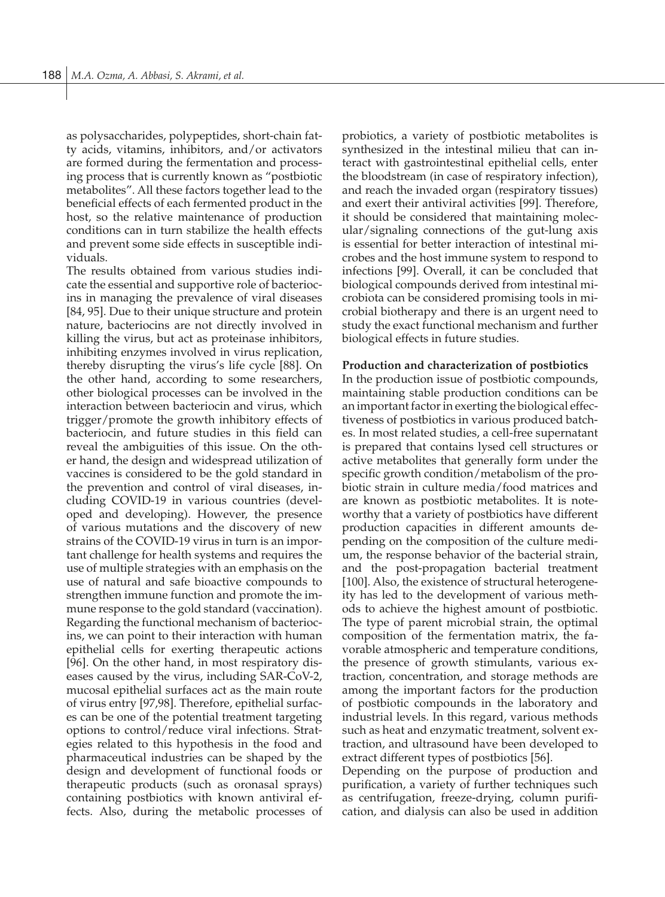as polysaccharides, polypeptides, short-chain fatty acids, vitamins, inhibitors, and/or activators are formed during the fermentation and processing process that is currently known as "postbiotic metabolites". All these factors together lead to the beneficial effects of each fermented product in the host, so the relative maintenance of production conditions can in turn stabilize the health effects and prevent some side effects in susceptible individuals.

The results obtained from various studies indicate the essential and supportive role of bacteriocins in managing the prevalence of viral diseases [84, 95]. Due to their unique structure and protein nature, bacteriocins are not directly involved in killing the virus, but act as proteinase inhibitors, inhibiting enzymes involved in virus replication, thereby disrupting the virus's life cycle [88]. On the other hand, according to some researchers, other biological processes can be involved in the interaction between bacteriocin and virus, which trigger/promote the growth inhibitory effects of bacteriocin, and future studies in this field can reveal the ambiguities of this issue. On the other hand, the design and widespread utilization of vaccines is considered to be the gold standard in the prevention and control of viral diseases, including COVID-19 in various countries (developed and developing). However, the presence of various mutations and the discovery of new strains of the COVID-19 virus in turn is an important challenge for health systems and requires the use of multiple strategies with an emphasis on the use of natural and safe bioactive compounds to strengthen immune function and promote the immune response to the gold standard (vaccination). Regarding the functional mechanism of bacteriocins, we can point to their interaction with human epithelial cells for exerting therapeutic actions [96]. On the other hand, in most respiratory diseases caused by the virus, including SAR-CoV-2, mucosal epithelial surfaces act as the main route of virus entry [97,98]. Therefore, epithelial surfaces can be one of the potential treatment targeting options to control/reduce viral infections. Strategies related to this hypothesis in the food and pharmaceutical industries can be shaped by the design and development of functional foods or therapeutic products (such as oronasal sprays) containing postbiotics with known antiviral effects. Also, during the metabolic processes of probiotics, a variety of postbiotic metabolites is synthesized in the intestinal milieu that can interact with gastrointestinal epithelial cells, enter the bloodstream (in case of respiratory infection), and reach the invaded organ (respiratory tissues) and exert their antiviral activities [99]. Therefore, it should be considered that maintaining molecular/signaling connections of the gut-lung axis is essential for better interaction of intestinal microbes and the host immune system to respond to infections [99]. Overall, it can be concluded that biological compounds derived from intestinal microbiota can be considered promising tools in microbial biotherapy and there is an urgent need to study the exact functional mechanism and further biological effects in future studies.

## Production and characterization of postbiotics

In the production issue of postbiotic compounds, maintaining stable production conditions can be an important factor in exerting the biological effectiveness of postbiotics in various produced batches. In most related studies, a cell-free supernatant is prepared that contains lysed cell structures or active metabolites that generally form under the specific growth condition/metabolism of the probiotic strain in culture media/food matrices and are known as postbiotic metabolites. It is noteworthy that a variety of postbiotics have different production capacities in different amounts depending on the composition of the culture medium, the response behavior of the bacterial strain, and the post-propagation bacterial treatment [100]. Also, the existence of structural heterogeneity has led to the development of various methods to achieve the highest amount of postbiotic. The type of parent microbial strain, the optimal composition of the fermentation matrix, the favorable atmospheric and temperature conditions, the presence of growth stimulants, various extraction, concentration, and storage methods are among the important factors for the production of postbiotic compounds in the laboratory and industrial levels. In this regard, various methods such as heat and enzymatic treatment, solvent extraction, and ultrasound have been developed to extract different types of postbiotics [56].

Depending on the purpose of production and purification, a variety of further techniques such as centrifugation, freeze-drying, column purification, and dialysis can also be used in addition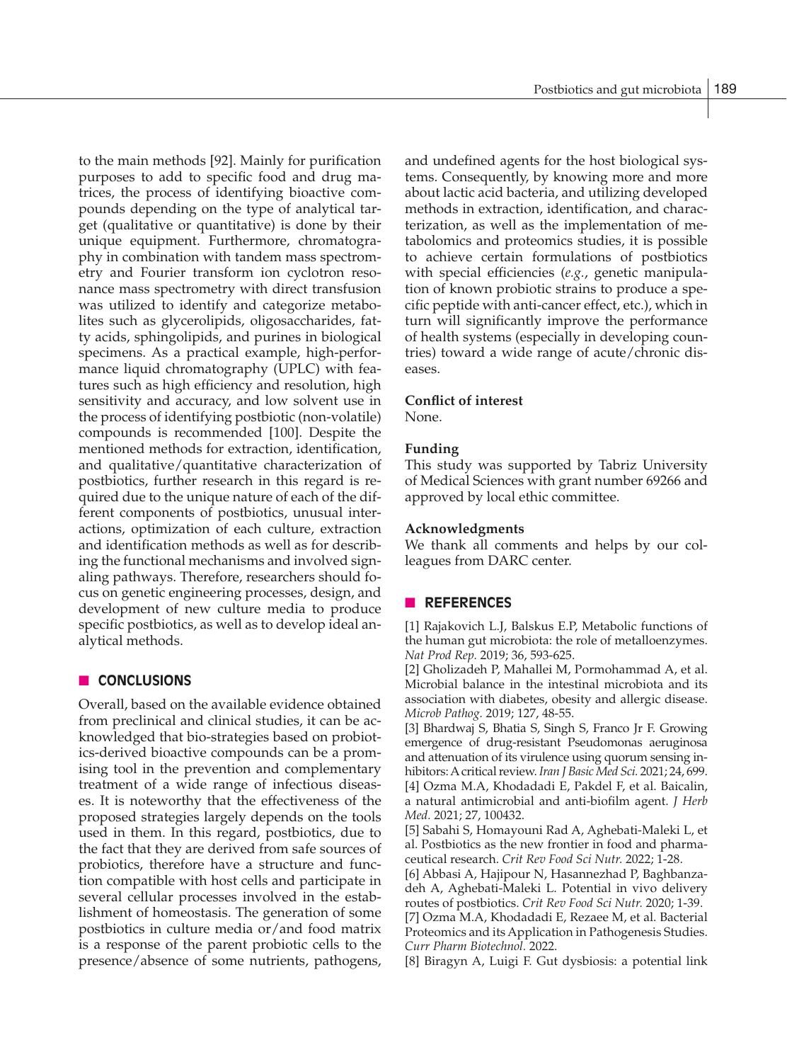to the main methods [92]. Mainly for purification purposes to add to specific food and drug matrices, the process of identifying bioactive compounds depending on the type of analytical target (qualitative or quantitative) is done by their unique equipment. Furthermore, chromatography in combination with tandem mass spectrometry and Fourier transform ion cyclotron resonance mass spectrometry with direct transfusion was utilized to identify and categorize metabolites such as glycerolipids, oligosaccharides, fatty acids, sphingolipids, and purines in biological specimens. As a practical example, high-performance liquid chromatography (UPLC) with features such as high efficiency and resolution, high sensitivity and accuracy, and low solvent use in the process of identifying postbiotic (non-volatile) compounds is recommended [100]. Despite the mentioned methods for extraction, identification, and qualitative/quantitative characterization of postbiotics, further research in this regard is required due to the unique nature of each of the different components of postbiotics, unusual interactions, optimization of each culture, extraction and identification methods as well as for describing the functional mechanisms and involved signaling pathways. Therefore, researchers should focus on genetic engineering processes, design, and development of new culture media to produce specific postbiotics, as well as to develop ideal analytical methods.

## CONCLUSIONS

Overall, based on the available evidence obtained from preclinical and clinical studies, it can be acknowledged that bio-strategies based on probiotics-derived bioactive compounds can be a promising tool in the prevention and complementary treatment of a wide range of infectious diseases. It is noteworthy that the effectiveness of the proposed strategies largely depends on the tools used in them. In this regard, postbiotics, due to the fact that they are derived from safe sources of probiotics, therefore have a structure and function compatible with host cells and participate in several cellular processes involved in the establishment of homeostasis. The generation of some postbiotics in culture media or/and food matrix is a response of the parent probiotic cells to the presence/absence of some nutrients, pathogens, and undefined agents for the host biological systems. Consequently, by knowing more and more about lactic acid bacteria, and utilizing developed methods in extraction, identification, and characterization, as well as the implementation of metabolomics and proteomics studies, it is possible to achieve certain formulations of postbiotics with special efficiencies (*e.g.*, genetic manipulation of known probiotic strains to produce a specific peptide with anti-cancer effect, etc.), which in turn will significantly improve the performance of health systems (especially in developing countries) toward a wide range of acute/chronic diseases.

**Conflict of interest**

None.

**Funding**

This study was supported by Tabriz University of Medical Sciences with grant number 69266 and approved by local ethic committee.

**Acknowledgments**

We thank all comments and helps by our colleagues from DARC center.

## REFERENCES

[1] Rajakovich L.J, Balskus E.P, Metabolic functions of the human gut microbiota: the role of metalloenzymes. *Nat Prod Rep.* 2019; 36, 593-625.

[2] Gholizadeh P, Mahallei M, Pormohammad A, et al. Microbial balance in the intestinal microbiota and its association with diabetes, obesity and allergic disease. *Microb Pathog.* 2019; 127, 48-55.

[3] Bhardwaj S, Bhatia S, Singh S, Franco Jr F. Growing emergence of drug-resistant Pseudomonas aeruginosa and attenuation of its virulence using quorum sensing inhibitors: A critical review. *Iran J Basic Med Sci.* 2021; 24, 699.

[4] Ozma M.A, Khodadadi E, Pakdel F, et al. Baicalin, a natural antimicrobial and anti-biofilm agent. *J Herb Med.* 2021; 27, 100432.

[5] Sabahi S, Homayouni Rad A, Aghebati-Maleki L, et al. Postbiotics as the new frontier in food and pharmaceutical research. *Crit Rev Food Sci Nutr.* 2022; 1-28.

[6] Abbasi A, Hajipour N, Hasannezhad P, Baghbanzadeh A, Aghebati-Maleki L. Potential in vivo delivery routes of postbiotics. *Crit Rev Food Sci Nutr.* 2020; 1-39.

[7] Ozma M.A, Khodadadi E, Rezaee M, et al. Bacterial Proteomics and its Application in Pathogenesis Studies. *Curr Pharm Biotechnol.* 2022.

[8] Biragyn A, Luigi F. Gut dysbiosis: a potential link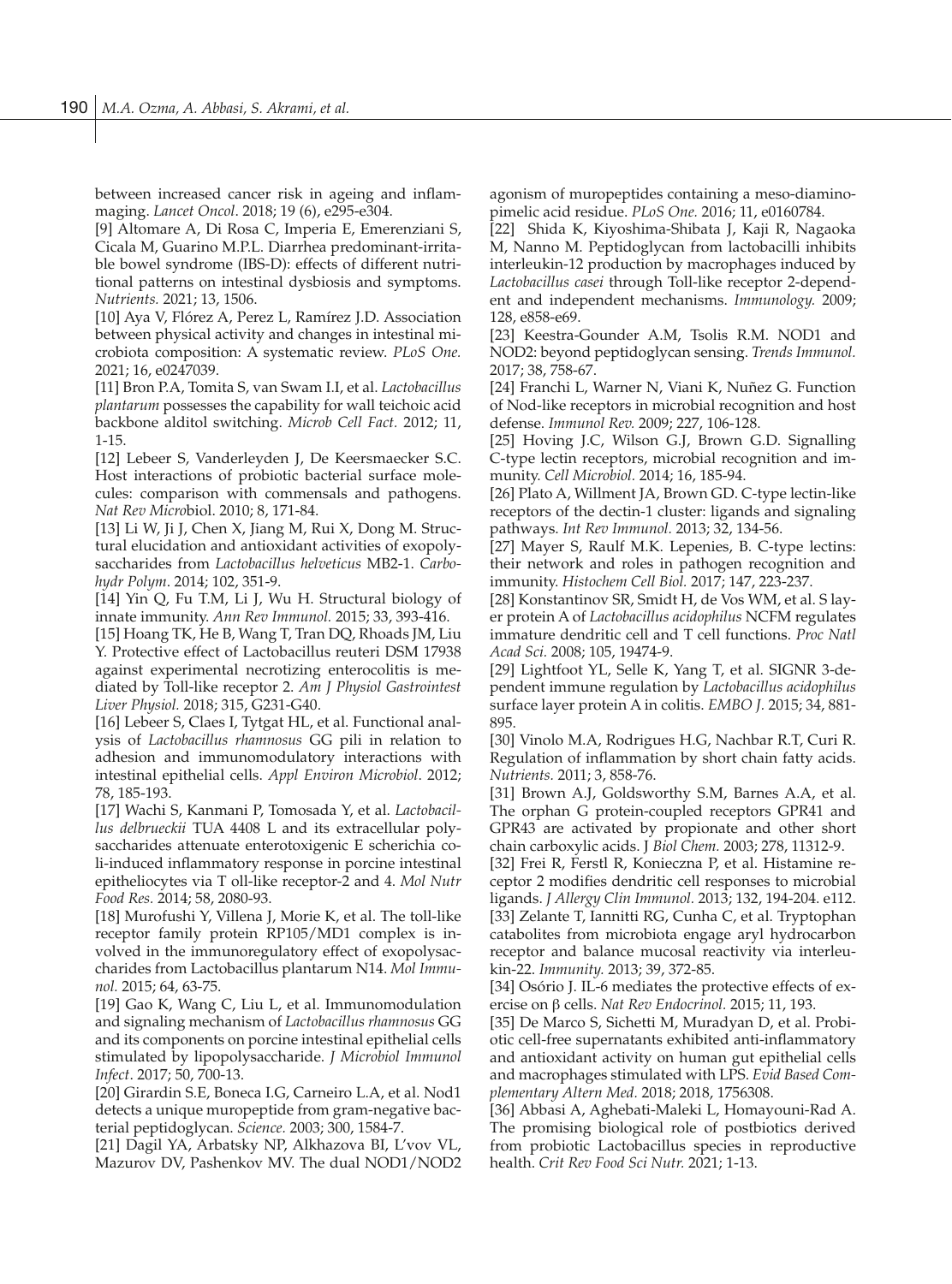between increased cancer risk in ageing and inflammaging. *Lancet Oncol*. 2018; 19 (6), e295-e304.

[9] Altomare A, Di Rosa C, Imperia E, Emerenziani S, Cicala M, Guarino M.P.L. Diarrhea predominant-irritable bowel syndrome (IBS-D): effects of different nutritional patterns on intestinal dysbiosis and symptoms. *Nutrients.* 2021; 13, 1506.

[10] Aya V, Flórez A, Perez L, Ramírez J.D. Association between physical activity and changes in intestinal microbiota composition: A systematic review. *PLoS One.* 2021; 16, e0247039.

[11] Bron P.A, Tomita S, van Swam I.I, et al. *Lactobacillus plantarum* possesses the capability for wall teichoic acid backbone alditol switching. *Microb Cell Fact.* 2012; 11, 1-15.

[12] Lebeer S, Vanderleyden J, De Keersmaecker S.C. Host interactions of probiotic bacterial surface molecules: comparison with commensals and pathogens. *Nat Rev Micro*biol. 2010; 8, 171-84.

[13] Li W, Ji J, Chen X, Jiang M, Rui X, Dong M. Structural elucidation and antioxidant activities of exopolysaccharides from *Lactobacillus helveticus* MB2-1. *Carbohydr Polym*. 2014; 102, 351-9.

[14] Yin Q, Fu T.M, Li J, Wu H. Structural biology of innate immunity. *Ann Rev Immunol.* 2015; 33, 393-416.

[15] Hoang TK, He B, Wang T, Tran DQ, Rhoads JM, Liu Y. Protective effect of Lactobacillus reuteri DSM 17938 against experimental necrotizing enterocolitis is mediated by Toll-like receptor 2. *Am J Physiol Gastrointest Liver Physiol.* 2018; 315, G231-G40.

[16] Lebeer S, Claes I, Tytgat HL, et al. Functional analysis of *Lactobacillus rhamnosus* GG pili in relation to adhesion and immunomodulatory interactions with intestinal epithelial cells. *Appl Environ Microbiol*. 2012; 78, 185-193.

[17] Wachi S, Kanmani P, Tomosada Y, et al. *Lactobacillus delbrueckii* TUA 4408 L and its extracellular polysaccharides attenuate enterotoxigenic E scherichia coli-induced inflammatory response in porcine intestinal epitheliocytes via T oll-like receptor-2 and 4. *Mol Nutr Food Res.* 2014; 58, 2080-93.

[18] Murofushi Y, Villena J, Morie K, et al. The toll-like receptor family protein RP105/MD1 complex is involved in the immunoregulatory effect of exopolysaccharides from Lactobacillus plantarum N14. *Mol Immunol.* 2015; 64, 63-75.

[19] Gao K, Wang C, Liu L, et al. Immunomodulation and signaling mechanism of *Lactobacillus rhamnosus* GG and its components on porcine intestinal epithelial cells stimulated by lipopolysaccharide. *J Microbiol Immunol Infect*. 2017; 50, 700-13.

[20] Girardin S.E, Boneca I.G, Carneiro L.A, et al. Nod1 detects a unique muropeptide from gram-negative bacterial peptidoglycan. *Science.* 2003; 300, 1584-7.

[21] Dagil YA, Arbatsky NP, Alkhazova BI, L'vov VL, Mazurov DV, Pashenkov MV. The dual NOD1/NOD2 agonism of muropeptides containing a meso-diaminopimelic acid residue. *PLoS One.* 2016; 11, e0160784.

[22] Shida K, Kiyoshima-Shibata J, Kaji R, Nagaoka M, Nanno M. Peptidoglycan from lactobacilli inhibits interleukin-12 production by macrophages induced by *Lactobacillus casei* through Toll-like receptor 2-dependent and independent mechanisms. *Immunology.* 2009; 128, e858-e69.

[23] Keestra-Gounder A.M, Tsolis R.M. NOD1 and NOD2: beyond peptidoglycan sensing. *Trends Immunol.* 2017; 38, 758-67.

[24] Franchi L, Warner N, Viani K, Nuñez G. Function of Nod-like receptors in microbial recognition and host defense. *Immunol Rev.* 2009; 227, 106-128.

[25] Hoving J.C, Wilson G.J, Brown G.D. Signalling C-type lectin receptors, microbial recognition and immunity. *Cell Microbiol.* 2014; 16, 185-94.

[26] Plato A, Willment JA, Brown GD. C-type lectin-like receptors of the dectin-1 cluster: ligands and signaling pathways. *Int Rev Immunol.* 2013; 32, 134-56.

[27] Mayer S, Raulf M.K. Lepenies, B. C-type lectins: their network and roles in pathogen recognition and immunity. *Histochem Cell Biol.* 2017; 147, 223-237.

[28] Konstantinov SR, Smidt H, de Vos WM, et al. S layer protein A of *Lactobacillus acidophilus* NCFM regulates immature dendritic cell and T cell functions. *Proc Natl Acad Sci.* 2008; 105, 19474-9.

[29] Lightfoot YL, Selle K, Yang T, et al. SIGNR 3-dependent immune regulation by *Lactobacillus acidophilus* surface layer protein A in colitis. *EMBO J.* 2015; 34, 881-895.

[30] Vinolo M.A, Rodrigues H.G, Nachbar R.T, Curi R. Regulation of inflammation by short chain fatty acids. *Nutrients.* 2011; 3, 858-76.

[31] Brown A.J, Goldsworthy S.M, Barnes A.A, et al. The orphan G protein-coupled receptors GPR41 and GPR43 are activated by propionate and other short chain carboxylic acids. J *Biol Chem.* 2003; 278, 11312-9.

[32] Frei R, Ferstl R, Konieczna P, et al. Histamine receptor 2 modifies dendritic cell responses to microbial ligands. *J Allergy Clin Immunol.* 2013; 132, 194-204. e112.

[33] Zelante T, Iannitti RG, Cunha C, et al. Tryptophan catabolites from microbiota engage aryl hydrocarbon receptor and balance mucosal reactivity via interleukin-22. *Immunity.* 2013; 39, 372-85.

[34] Osório J. IL-6 mediates the protective effects of exercise on β cells. *Nat Rev Endocrinol.* 2015; 11, 193.

[35] De Marco S, Sichetti M, Muradyan D, et al. Probiotic cell-free supernatants exhibited anti-inflammatory and antioxidant activity on human gut epithelial cells and macrophages stimulated with LPS. *Evid Based Complementary Altern Med.* 2018; 2018, 1756308.

[36] Abbasi A, Aghebati-Maleki L, Homayouni-Rad A. The promising biological role of postbiotics derived from probiotic Lactobacillus species in reproductive health. *Crit Rev Food Sci Nutr.* 2021; 1-13.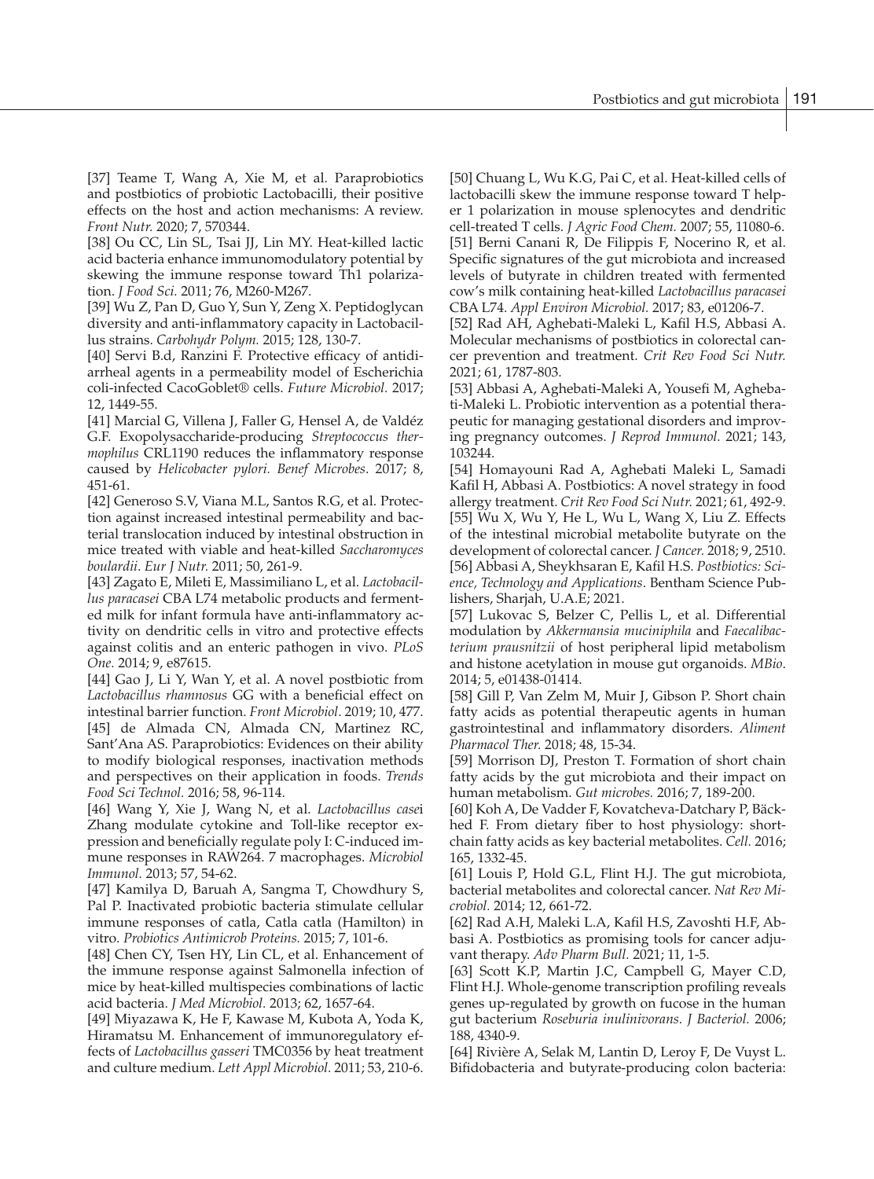[37] Teame T, Wang A, Xie M, et al. Paraprobiotics and postbiotics of probiotic Lactobacilli, their positive effects on the host and action mechanisms: A review. *Front Nutr.* 2020; 7, 570344.

[38] Ou CC, Lin SL, Tsai JJ, Lin MY. Heat-killed lactic acid bacteria enhance immunomodulatory potential by skewing the immune response toward Th1 polarization. *J Food Sci.* 2011; 76, M260-M267.

[39] Wu Z, Pan D, Guo Y, Sun Y, Zeng X. Peptidoglycan diversity and anti-inflammatory capacity in Lactobacillus strains. *Carbohydr Polym.* 2015; 128, 130-7.

[40] Servi B.d, Ranzini F. Protective efficacy of antidiarrheal agents in a permeability model of Escherichia coli-infected CacoGoblet® cells. *Future Microbiol.* 2017; 12, 1449-55.

[41] Marcial G, Villena J, Faller G, Hensel A, de Valdéz G.F. Exopolysaccharide-producing *Streptococcus thermophilus* CRL1190 reduces the inflammatory response caused by *Helicobacter pylori*. *Benef Microbes*. 2017; 8, 451-61.

[42] Generoso S.V, Viana M.L, Santos R.G, et al. Protection against increased intestinal permeability and bacterial translocation induced by intestinal obstruction in mice treated with viable and heat-killed *Saccharomyces boulardii*. *Eur J Nutr.* 2011; 50, 261-9.

[43] Zagato E, Mileti E, Massimiliano L, et al. *Lactobacillus paracasei* CBA L74 metabolic products and fermented milk for infant formula have anti-inflammatory activity on dendritic cells in vitro and protective effects against colitis and an enteric pathogen in vivo. *PLoS One.* 2014; 9, e87615.

[44] Gao J, Li Y, Wan Y, et al. A novel postbiotic from *Lactobacillus rhamnosus* GG with a beneficial effect on intestinal barrier function. *Front Microbiol.* 2019; 10, 477.

[45] de Almada CN, Almada CN, Martinez RC, Sant'Ana AS. Paraprobiotics: Evidences on their ability to modify biological responses, inactivation methods and perspectives on their application in foods. *Trends Food Sci Technol.* 2016; 58, 96-114.

[46] Wang Y, Xie J, Wang N, et al. *Lactobacillus casei* Zhang modulate cytokine and Toll-like receptor expression and beneficially regulate poly I: C-induced immune responses in RAW264. 7 macrophages. *Microbiol Immunol.* 2013; 57, 54-62.

[47] Kamilya D, Baruah A, Sangma T, Chowdhury S, Pal P. Inactivated probiotic bacteria stimulate cellular immune responses of catla, Catla catla (Hamilton) in vitro. *Probiotics Antimicrob Proteins.* 2015; 7, 101-6.

[48] Chen CY, Tsen HY, Lin CL, et al. Enhancement of the immune response against Salmonella infection of mice by heat-killed multispecies combinations of lactic acid bacteria. *J Med Microbiol.* 2013; 62, 1657-64.

[49] Miyazawa K, He F, Kawase M, Kubota A, Yoda K, Hiramatsu M. Enhancement of immunoregulatory effects of *Lactobacillus gasseri* TMC0356 by heat treatment and culture medium. *Lett Appl Microbiol.* 2011; 53, 210-6.

[50] Chuang L, Wu K.G, Pai C, et al. Heat-killed cells of lactobacilli skew the immune response toward T helper 1 polarization in mouse splenocytes and dendritic cell-treated T cells. *J Agric Food Chem.* 2007; 55, 11080-6.

[51] Berni Canani R, De Filippis F, Nocerino R, et al. Specific signatures of the gut microbiota and increased levels of butyrate in children treated with fermented cow's milk containing heat-killed *Lactobacillus paracasei* CBA L74. *Appl Environ Microbiol.* 2017; 83, e01206-7.

[52] Rad AH, Aghebati-Maleki L, Kafil H.S, Abbasi A. Molecular mechanisms of postbiotics in colorectal cancer prevention and treatment. *Crit Rev Food Sci Nutr.* 2021; 61, 1787-803.

[53] Abbasi A, Aghebati-Maleki A, Yousefi M, Aghebati-Maleki L. Probiotic intervention as a potential therapeutic for managing gestational disorders and improving pregnancy outcomes. *J Reprod Immunol.* 2021; 143, 103244.

[54] Homayouni Rad A, Aghebati Maleki L, Samadi Kafil H, Abbasi A. Postbiotics: A novel strategy in food allergy treatment. *Crit Rev Food Sci Nutr.* 2021; 61, 492-9.

[55] Wu X, Wu Y, He L, Wu L, Wang X, Liu Z. Effects of the intestinal microbial metabolite butyrate on the development of colorectal cancer. *J Cancer.* 2018; 9, 2510.

[56] Abbasi A, Sheykhsaran E, Kafil H.S. *Postbiotics: Science, Technology and Applications*. Bentham Science Publishers, Sharjah, U.A.E; 2021.

[57] Lukovac S, Belzer C, Pellis L, et al. Differential modulation by *Akkermansia muciniphila* and *Faecalibacterium prausnitzii* of host peripheral lipid metabolism and histone acetylation in mouse gut organoids. *MBio.* 2014; 5, e01438-01414.

[58] Gill P, Van Zelm M, Muir J, Gibson P. Short chain fatty acids as potential therapeutic agents in human gastrointestinal and inflammatory disorders. *Aliment Pharmacol Ther.* 2018; 48, 15-34.

[59] Morrison DJ, Preston T. Formation of short chain fatty acids by the gut microbiota and their impact on human metabolism. *Gut microbes.* 2016; 7, 189-200.

[60] Koh A, De Vadder F, Kovatcheva-Datchary P, Bäckhed F. From dietary fiber to host physiology: short-chain fatty acids as key bacterial metabolites. *Cell.* 2016; 165, 1332-45.

[61] Louis P, Hold G.L, Flint H.J. The gut microbiota, bacterial metabolites and colorectal cancer. *Nat Rev Microbiol.* 2014; 12, 661-72.

[62] Rad A.H, Maleki L.A, Kafil H.S, Zavoshti H.F, Abbasi A. Postbiotics as promising tools for cancer adjuvant therapy. *Adv Pharm Bull.* 2021; 11, 1-5.

[63] Scott K.P, Martin J.C, Campbell G, Mayer C.D, Flint H.J. Whole-genome transcription profiling reveals genes up-regulated by growth on fucose in the human gut bacterium *Roseburia inulinivorans*. *J Bacteriol.* 2006; 188, 4340-9.

[64] Rivière A, Selak M, Lantin D, Leroy F, De Vuyst L. Bifidobacteria and butyrate-producing colon bacteria: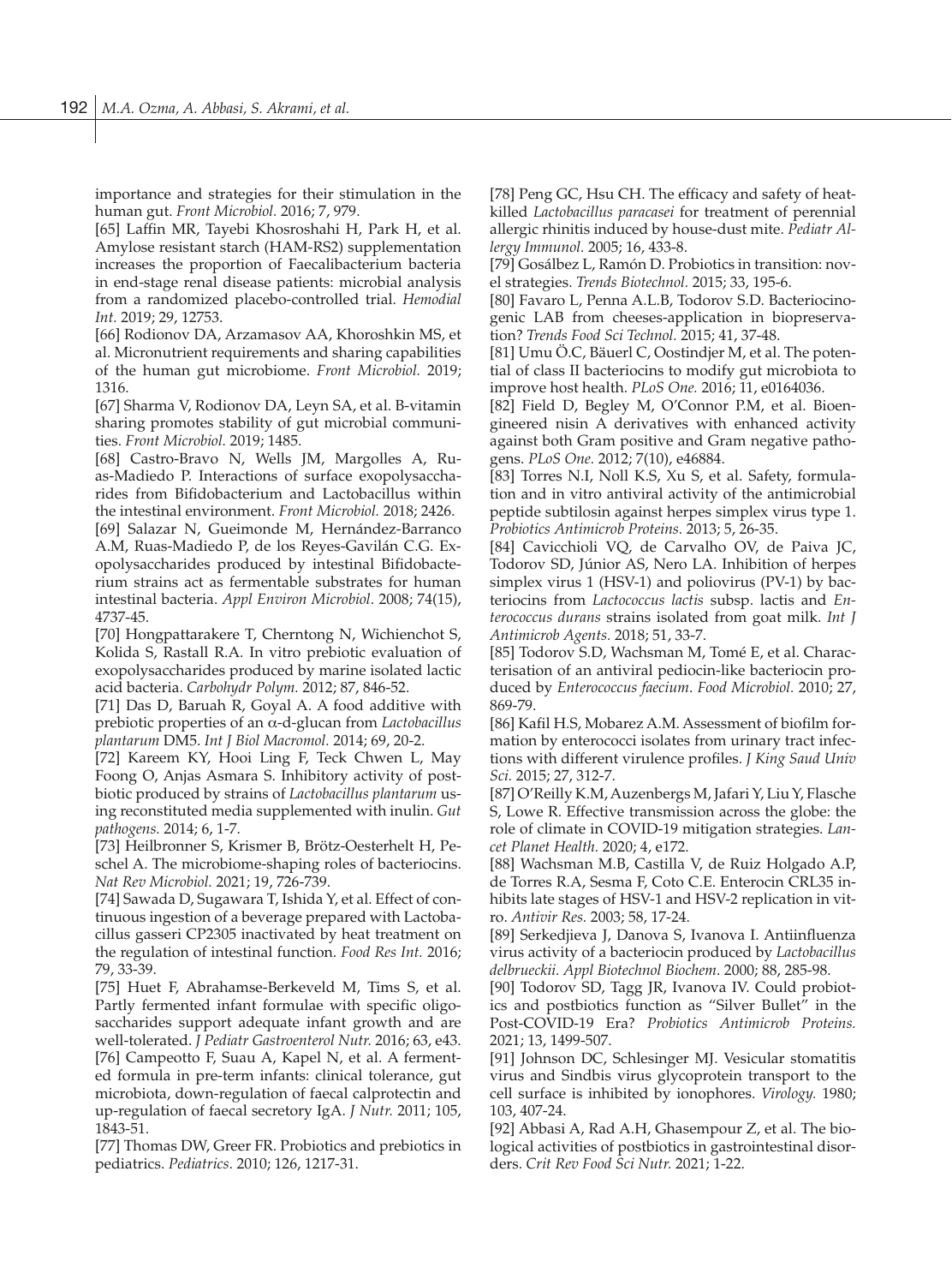importance and strategies for their stimulation in the human gut. *Front Microbiol*. 2016; 7, 979.

[65] Laffin MR, Tayebi Khosroshahi H, Park H, et al. Amylose resistant starch (HAM-RS2) supplementation increases the proportion of Faecalibacterium bacteria in end-stage renal disease patients: microbial analysis from a randomized placebo-controlled trial. *Hemodial Int*. 2019; 29, 12753.

[66] Rodionov DA, Arzamasov AA, Khoroshkin MS, et al. Micronutrient requirements and sharing capabilities of the human gut microbiome. *Front Microbiol.* 2019; 1316.

[67] Sharma V, Rodionov DA, Leyn SA, et al. B-vitamin sharing promotes stability of gut microbial communities. *Front Microbiol.* 2019; 1485.

[68] Castro-Bravo N, Wells JM, Margolles A, Ruas-Madiedo P. Interactions of surface exopolysaccharides from Bifidobacterium and Lactobacillus within the intestinal environment. *Front Microbiol.* 2018; 2426.

[69] Salazar N, Gueimonde M, Hernández-Barranco A.M, Ruas-Madiedo P, de los Reyes-Gavilán C.G. Exopolysaccharides produced by intestinal Bifidobacterium strains act as fermentable substrates for human intestinal bacteria. *Appl Environ Microbiol*. 2008; 74(15), 4737-45.

[70] Hongpattarakere T, Cherntong N, Wichienchot S, Kolida S, Rastall R.A. In vitro prebiotic evaluation of exopolysaccharides produced by marine isolated lactic acid bacteria. *Carbohydr Polym.* 2012; 87, 846-52.

[71] Das D, Baruah R, Goyal A. A food additive with prebiotic properties of an α-d-glucan from *Lactobacillus plantarum* DM5. *Int J Biol Macromol.* 2014; 69, 20-2.

[72] Kareem KY, Hooi Ling F, Teck Chwen L, May Foong O, Anjas Asmara S. Inhibitory activity of postbiotic produced by strains of *Lactobacillus plantarum* using reconstituted media supplemented with inulin. *Gut pathogens.* 2014; 6, 1-7.

[73] Heilbronner S, Krismer B, Brötz-Oesterhelt H, Peschel A. The microbiome-shaping roles of bacteriocins. *Nat Rev Microbiol.* 2021; 19, 726-739.

[74] Sawada D, Sugawara T, Ishida Y, et al. Effect of continuous ingestion of a beverage prepared with Lactobacillus gasseri CP2305 inactivated by heat treatment on the regulation of intestinal function. *Food Res Int.* 2016; 79, 33-39.

[75] Huet F, Abrahamse-Berkeveld M, Tims S, et al. Partly fermented infant formulae with specific oligosaccharides support adequate infant growth and are well-tolerated. *J Pediatr Gastroenterol Nutr.* 2016; 63, e43.

[76] Campeotto F, Suau A, Kapel N, et al. A fermented formula in pre-term infants: clinical tolerance, gut microbiota, down-regulation of faecal calprotectin and up-regulation of faecal secretory IgA. *J Nutr.* 2011; 105, 1843-51.

[77] Thomas DW, Greer FR. Probiotics and prebiotics in pediatrics. *Pediatrics*. 2010; 126, 1217-31.

[78] Peng GC, Hsu CH. The efficacy and safety of heat-killed *Lactobacillus paracasei* for treatment of perennial allergic rhinitis induced by house-dust mite. *Pediatr Allergy Immunol.* 2005; 16, 433-8.

[79] Gosálbez L, Ramón D. Probiotics in transition: novel strategies. *Trends Biotechnol.* 2015; 33, 195-6.

[80] Favaro L, Penna A.L.B, Todorov S.D. Bacteriocinogenic LAB from cheeses-application in biopreservation? *Trends Food Sci Technol.* 2015; 41, 37-48.

[81] Umu Ö.C, Bäuerl C, Oostindjer M, et al. The potential of class II bacteriocins to modify gut microbiota to improve host health. *PLoS One.* 2016; 11, e0164036.

[82] Field D, Begley M, O'Connor P.M, et al. Bioengineered nisin A derivatives with enhanced activity against both Gram positive and Gram negative pathogens. *PLoS One.* 2012; 7(10), e46884.

[83] Torres N.I, Noll K.S, Xu S, et al. Safety, formulation and in vitro antiviral activity of the antimicrobial peptide subtilosin against herpes simplex virus type 1. *Probiotics Antimicrob Proteins.* 2013; 5, 26-35.

[84] Cavicchioli VQ, de Carvalho OV, de Paiva JC, Todorov SD, Júnior AS, Nero LA. Inhibition of herpes simplex virus 1 (HSV-1) and poliovirus (PV-1) by bacteriocins from *Lactococcus lactis* subsp. lactis and *Enterococcus durans* strains isolated from goat milk. *Int J Antimicrob Agents.* 2018; 51, 33-7.

[85] Todorov S.D, Wachsman M, Tomé E, et al. Characterisation of an antiviral pediocin-like bacteriocin produced by *Enterococcus faecium*. *Food Microbiol.* 2010; 27, 869-79.

[86] Kafil H.S, Mobarez A.M. Assessment of biofilm formation by enterococci isolates from urinary tract infections with different virulence profiles. *J King Saud Univ Sci.* 2015; 27, 312-7.

[87] O'Reilly K.M, Auzenbergs M, Jafari Y, Liu Y, Flasche S, Lowe R. Effective transmission across the globe: the role of climate in COVID-19 mitigation strategies. *Lancet Planet Health.* 2020; 4, e172.

[88] Wachsman M.B, Castilla V, de Ruiz Holgado A.P, de Torres R.A, Sesma F, Coto C.E. Enterocin CRL35 inhibits late stages of HSV-1 and HSV-2 replication in vitro. *Antivir Res.* 2003; 58, 17-24.

[89] Serkedjieva J, Danova S, Ivanova I. Antiinfluenza virus activity of a bacteriocin produced by *Lactobacillus delbrueckii. Appl Biotechnol Biochem*. 2000; 88, 285-98.

[90] Todorov SD, Tagg JR, Ivanova IV. Could probiotics and postbiotics function as "Silver Bullet" in the Post-COVID-19 Era? *Probiotics Antimicrob Proteins.* 2021; 13, 1499-507.

[91] Johnson DC, Schlesinger MJ. Vesicular stomatitis virus and Sindbis virus glycoprotein transport to the cell surface is inhibited by ionophores. *Virology.* 1980; 103, 407-24.

[92] Abbasi A, Rad A.H, Ghasempour Z, et al. The biological activities of postbiotics in gastrointestinal disorders. *Crit Rev Food Sci Nutr.* 2021; 1-22.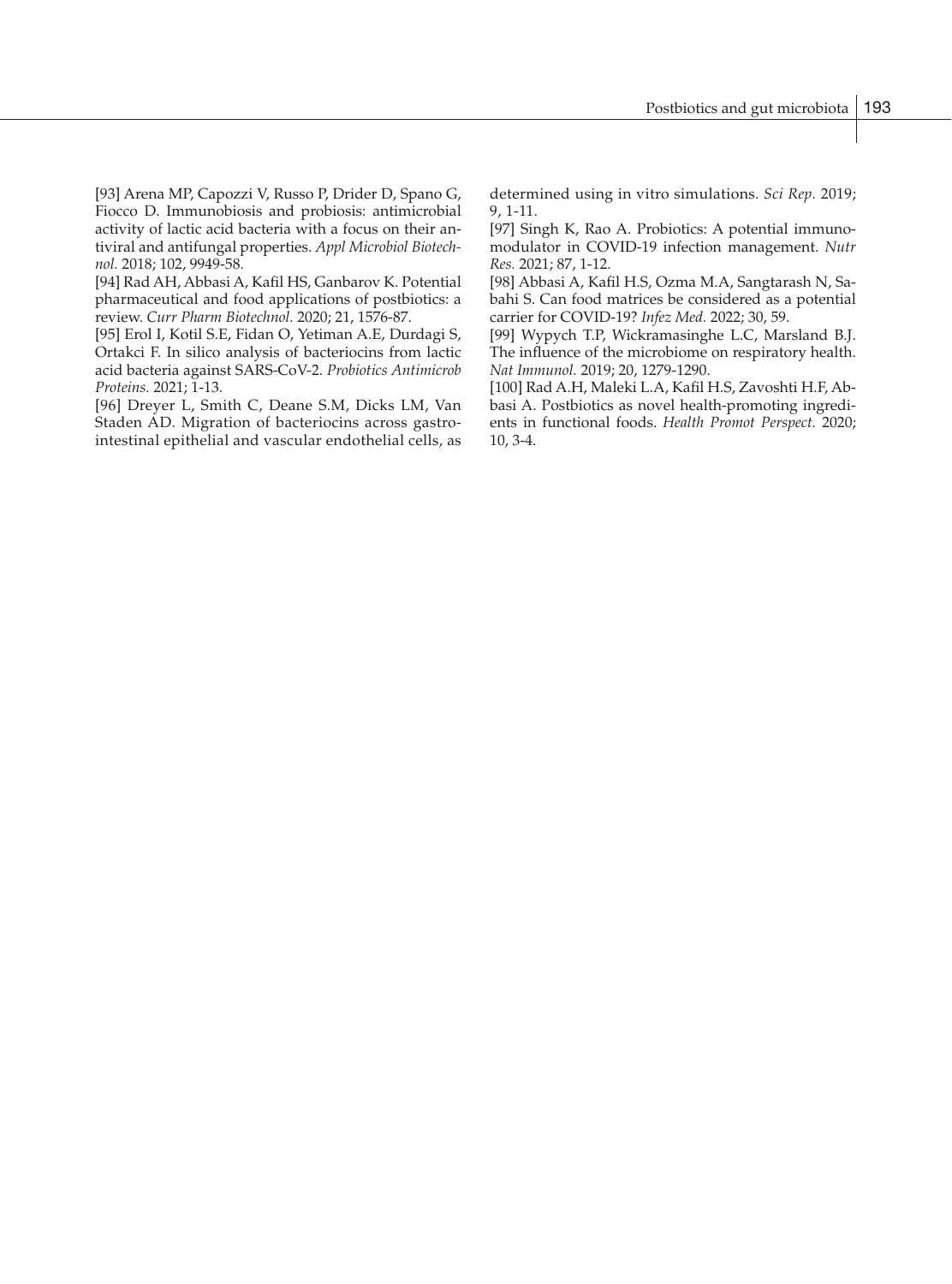[93] Arena MP, Capozzi V, Russo P, Drider D, Spano G, Fiocco D. Immunobiosis and probiosis: antimicrobial activity of lactic acid bacteria with a focus on their antiviral and antifungal properties. *Appl Microbiol Biotechnol.* 2018; 102, 9949-58.

[94] Rad AH, Abbasi A, Kafil HS, Ganbarov K. Potential pharmaceutical and food applications of postbiotics: a review. *Curr Pharm Biotechnol.* 2020; 21, 1576-87.

[95] Erol I, Kotil S.E, Fidan O, Yetiman A.E, Durdagi S, Ortakci F. In silico analysis of bacteriocins from lactic acid bacteria against SARS-CoV-2. *Probiotics Antimicrob Proteins.* 2021; 1-13.

[96] Dreyer L, Smith C, Deane S.M, Dicks LM, Van Staden AD. Migration of bacteriocins across gastrointestinal epithelial and vascular endothelial cells, as determined using in vitro simulations. *Sci Rep.* 2019; 9, 1-11.

[97] Singh K, Rao A. Probiotics: A potential immunomodulator in COVID-19 infection management. *Nutr Res.* 2021; 87, 1-12.

[98] Abbasi A, Kafil H.S, Ozma M.A, Sangtarash N, Sabahi S. Can food matrices be considered as a potential carrier for COVID-19? *Infez Med.* 2022; 30, 59.

[99] Wypych T.P, Wickramasinghe L.C, Marsland B.J. The influence of the microbiome on respiratory health. *Nat Immunol.* 2019; 20, 1279-1290.

[100] Rad A.H, Maleki L.A, Kafil H.S, Zavoshti H.F, Abbasi A. Postbiotics as novel health-promoting ingredients in functional foods. *Health Promot Perspect.* 2020; 10, 3-4.